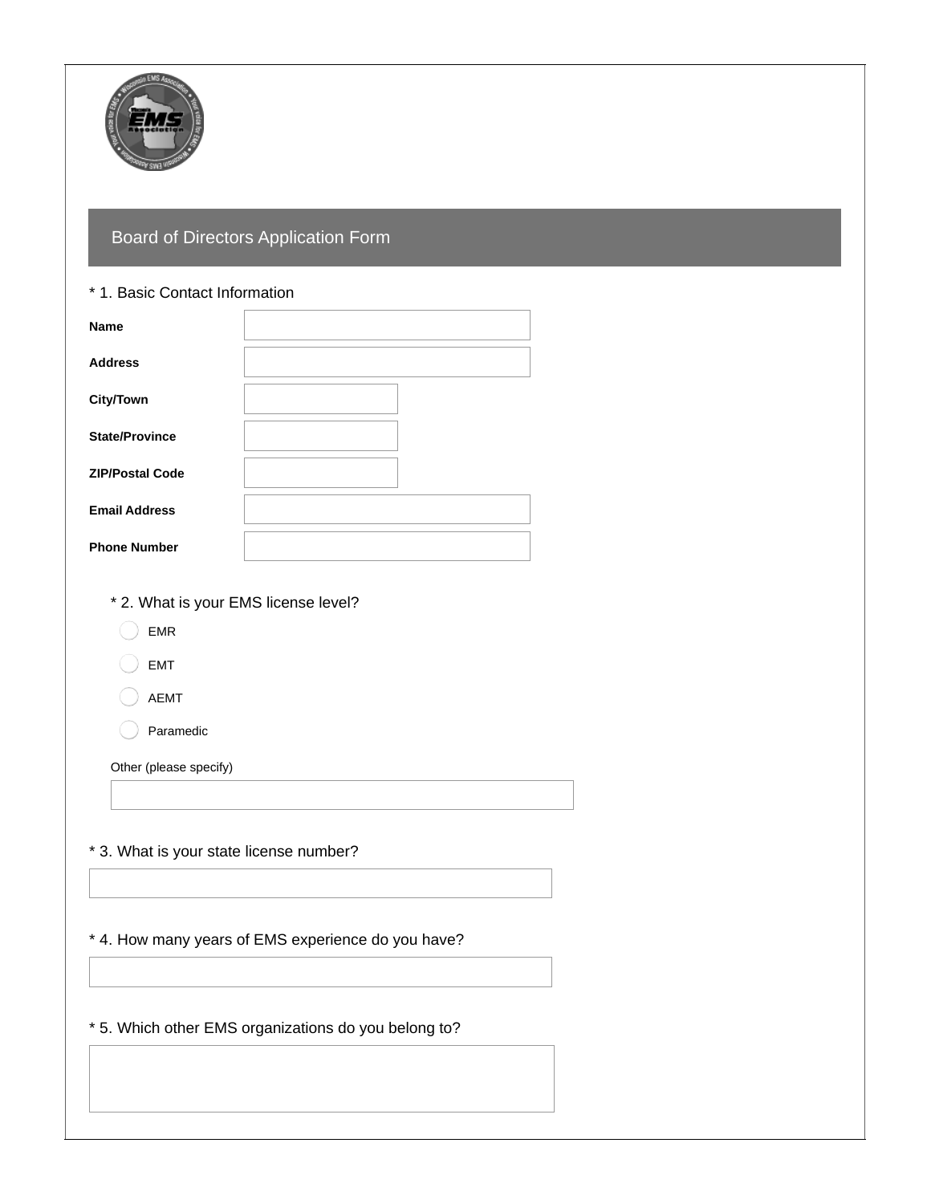# Board of Directors Application Form

\* 1. Basic Contact Information

**Name**

**Address**

**City/Town**

**State/Province**

**ZIP/Postal Code**

**Email Address**

**Phone Number**

\* 2. What is your EMS license level?

- EMR
- EMT
- AEMT
- Paramedic

Other (please specify)

\* 3. What is your state license number?

\* 4. How many years of EMS experience do you have?

\* 5. Which other EMS organizations do you belong to?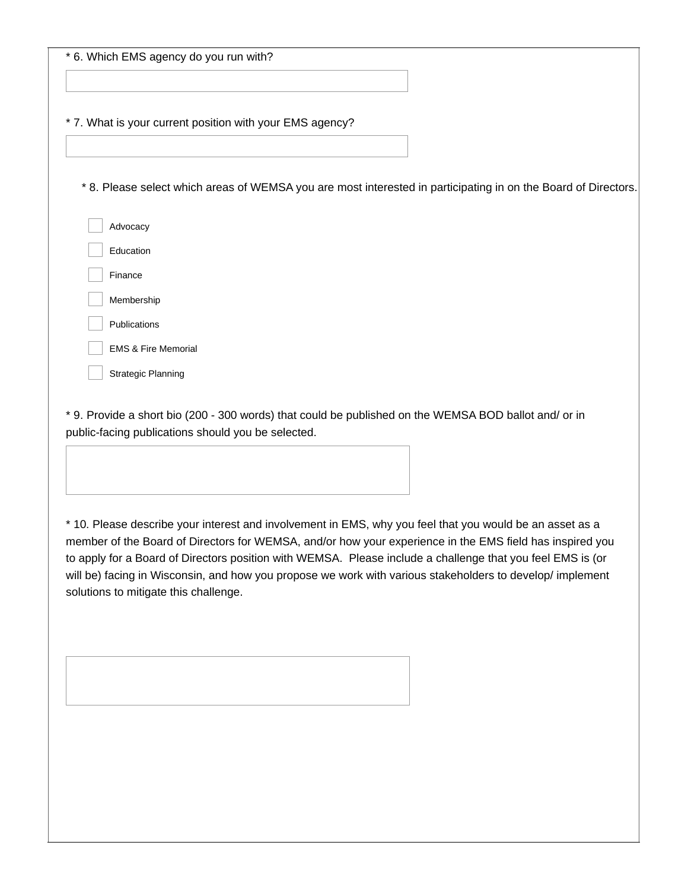* 6. Which EMS agency do you run with?

* 7. What is your current position with your EMS agency?

* 8. Please select which areas of WEMSA you are most interested in participating in on the Board of Directors.

- [ ] Advocacy
- [ ] Education
- [ ] Finance
- [ ] Membership
- [ ] Publications
- [ ] EMS & Fire Memorial
- [ ] Strategic Planning

* 9. Provide a short bio (200 - 300 words) that could be published on the WEMSA BOD ballot and/ or in public-facing publications should you be selected.

* 10. Please describe your interest and involvement in EMS, why you feel that you would be an asset as a member of the Board of Directors for WEMSA, and/or how your experience in the EMS field has inspired you to apply for a Board of Directors position with WEMSA. Please include a challenge that you feel EMS is (or will be) facing in Wisconsin, and how you propose we work with various stakeholders to develop/ implement solutions to mitigate this challenge.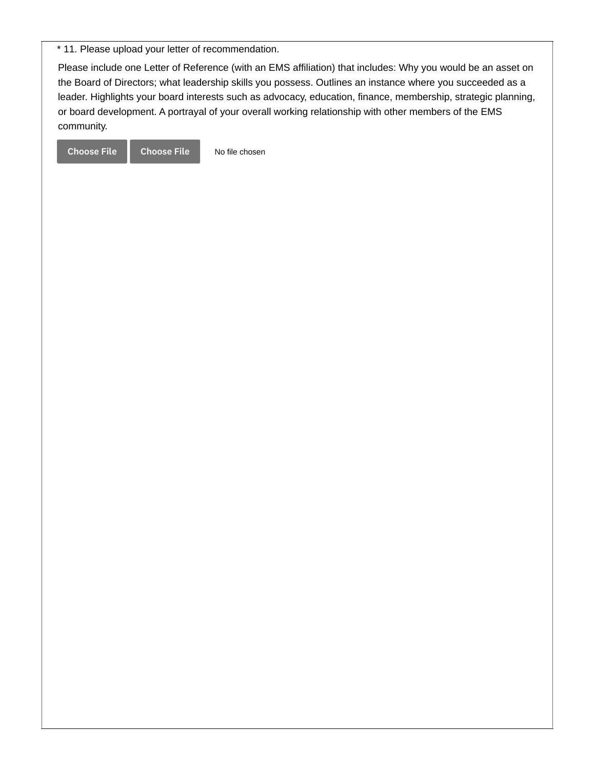* 11. Please upload your letter of recommendation.

Please include one Letter of Reference (with an EMS affiliation) that includes: Why you would be an asset on the Board of Directors; what leadership skills you possess. Outlines an instance where you succeeded as a leader. Highlights your board interests such as advocacy, education, finance, membership, strategic planning, or board development. A portrayal of your overall working relationship with other members of the EMS community.

Choose File Choose File No file chosen